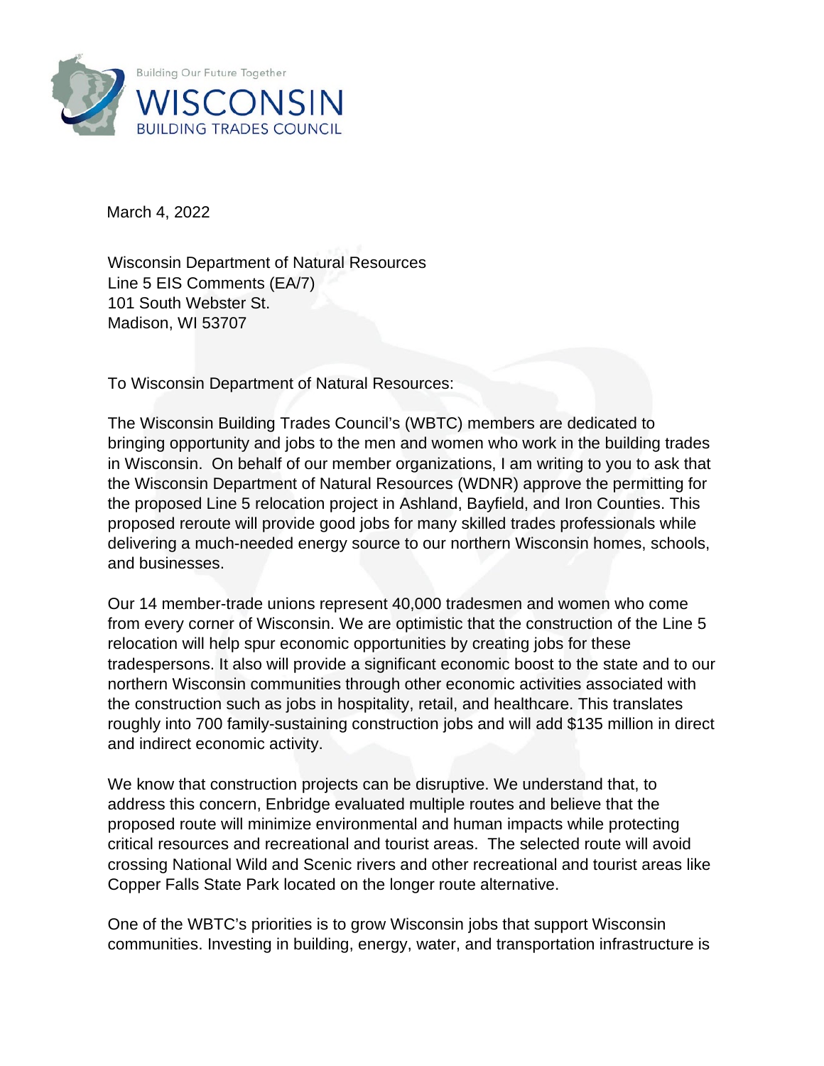Building Our Future Together

WISCONSIN BUILDING TRADES COUNCIL

March 4, 2022

Wisconsin Department of Natural Resources
Line 5 EIS Comments (EA/7)
101 South Webster St.
Madison, WI 53707

To Wisconsin Department of Natural Resources:

The Wisconsin Building Trades Council's (WBTC) members are dedicated to bringing opportunity and jobs to the men and women who work in the building trades in Wisconsin. On behalf of our member organizations, I am writing to you to ask that the Wisconsin Department of Natural Resources (WDNR) approve the permitting for the proposed Line 5 relocation project in Ashland, Bayfield, and Iron Counties. This proposed reroute will provide good jobs for many skilled trades professionals while delivering a much-needed energy source to our northern Wisconsin homes, schools, and businesses.

Our 14 member-trade unions represent 40,000 tradesmen and women who come from every corner of Wisconsin. We are optimistic that the construction of the Line 5 relocation will help spur economic opportunities by creating jobs for these tradespersons. It also will provide a significant economic boost to the state and to our northern Wisconsin communities through other economic activities associated with the construction such as jobs in hospitality, retail, and healthcare. This translates roughly into 700 family-sustaining construction jobs and will add $135 million in direct and indirect economic activity.

We know that construction projects can be disruptive. We understand that, to address this concern, Enbridge evaluated multiple routes and believe that the proposed route will minimize environmental and human impacts while protecting critical resources and recreational and tourist areas. The selected route will avoid crossing National Wild and Scenic rivers and other recreational and tourist areas like Copper Falls State Park located on the longer route alternative.

One of the WBTC's priorities is to grow Wisconsin jobs that support Wisconsin communities. Investing in building, energy, water, and transportation infrastructure is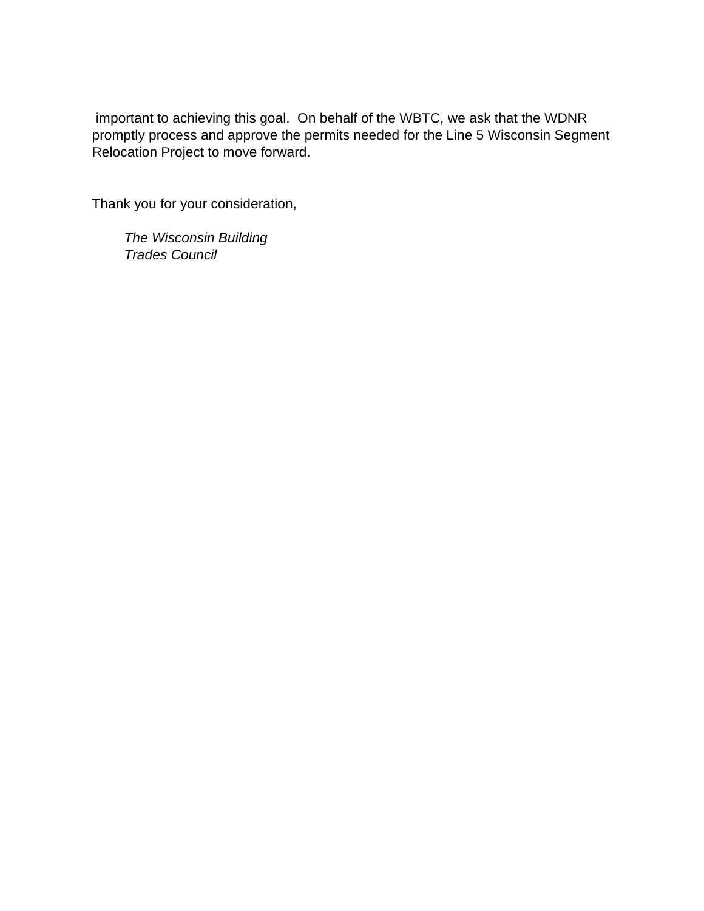important to achieving this goal.  On behalf of the WBTC, we ask that the WDNR promptly process and approve the permits needed for the Line 5 Wisconsin Segment Relocation Project to move forward.

Thank you for your consideration,

*The Wisconsin Building Trades Council*